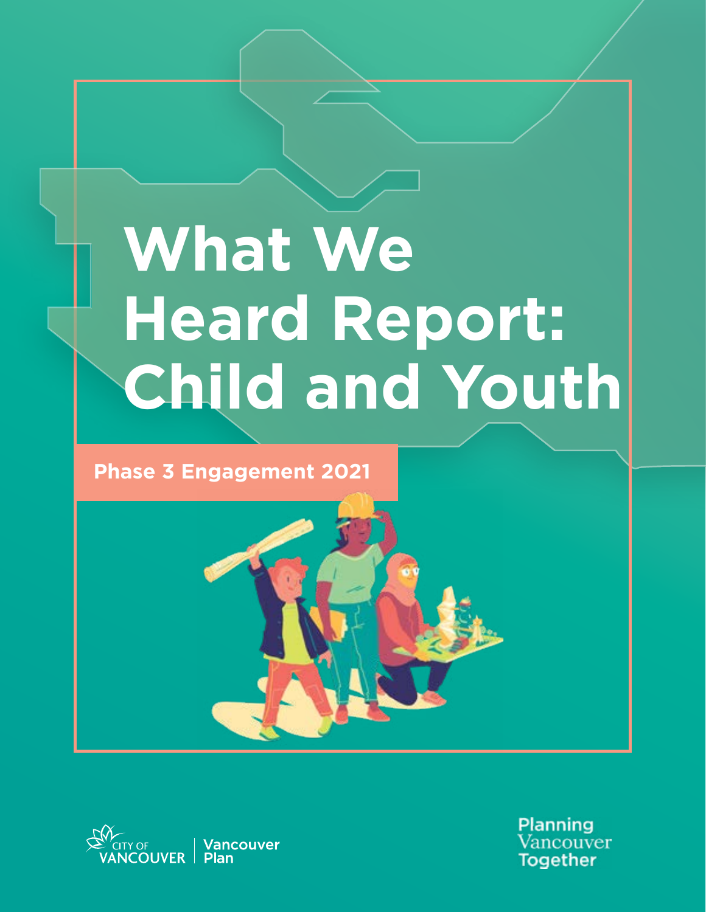# What We Heard Report: Child and Youth

**Phase 3 Engagement 2021**

CITY OF VANCOUVER | Vancouver Plan

Planning Vancouver Together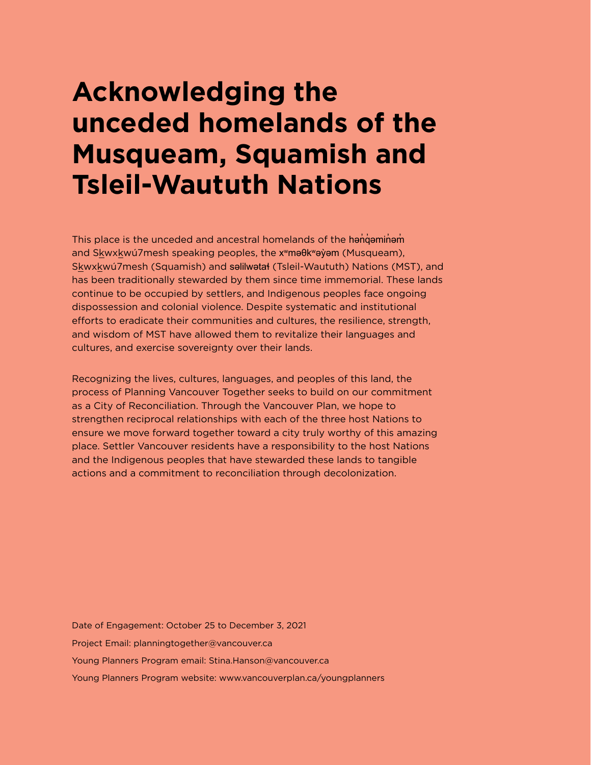# Acknowledging the unceded homelands of the Musqueam, Squamish and Tsleil-Waututh Nations

This place is the unceded and ancestral homelands of the hən̓q̓əmin̓əm̓ and Sḵwxwú7mesh speaking peoples, the xʷməθkʷəy̓əm (Musqueam), Sḵwxwú7mesh (Squamish) and səlilwətaɬ (Tsleil-Waututh) Nations (MST), and has been traditionally stewarded by them since time immemorial. These lands continue to be occupied by settlers, and Indigenous peoples face ongoing dispossession and colonial violence. Despite systematic and institutional efforts to eradicate their communities and cultures, the resilience, strength, and wisdom of MST have allowed them to revitalize their languages and cultures, and exercise sovereignty over their lands.

Recognizing the lives, cultures, languages, and peoples of this land, the process of Planning Vancouver Together seeks to build on our commitment as a City of Reconciliation. Through the Vancouver Plan, we hope to strengthen reciprocal relationships with each of the three host Nations to ensure we move forward together toward a city truly worthy of this amazing place. Settler Vancouver residents have a responsibility to the host Nations and the Indigenous peoples that have stewarded these lands to tangible actions and a commitment to reconciliation through decolonization.

Date of Engagement: October 25 to December 3, 2021

Project Email: planningtogether@vancouver.ca

Young Planners Program email: Stina.Hanson@vancouver.ca

Young Planners Program website: www.vancouverplan.ca/youngplanners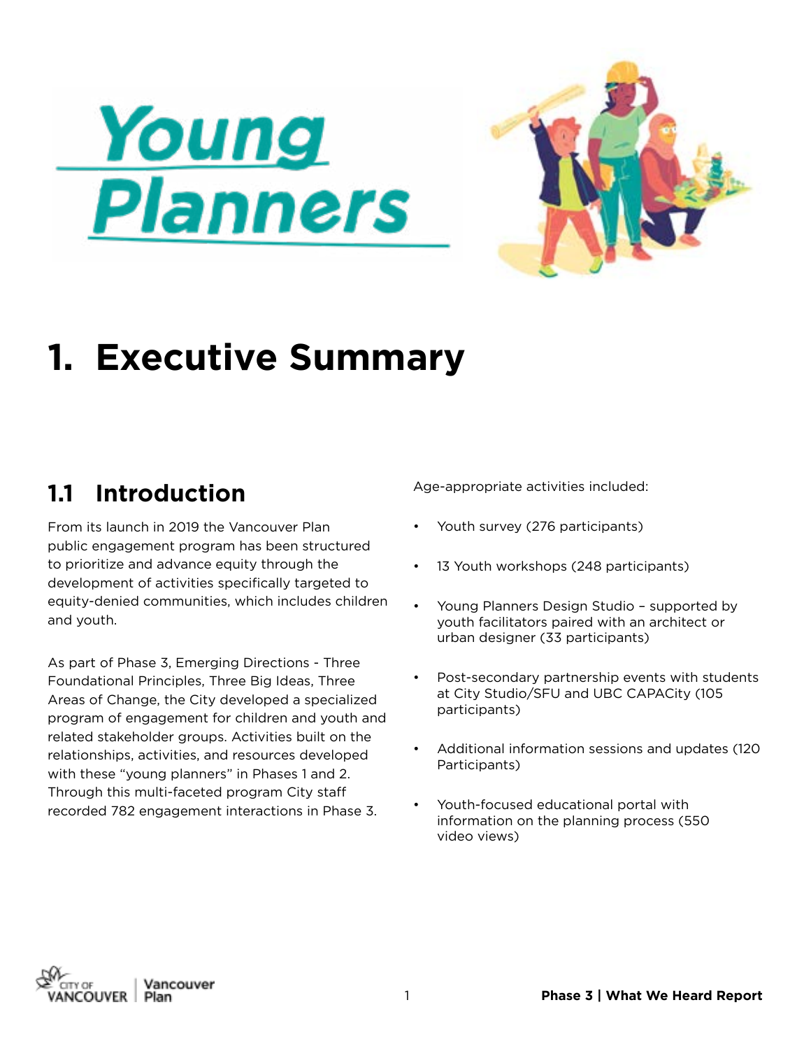# Young Planners

# 1. Executive Summary

## 1.1 Introduction

From its launch in 2019 the Vancouver Plan public engagement program has been structured to prioritize and advance equity through the development of activities specifically targeted to equity-denied communities, which includes children and youth.

As part of Phase 3, Emerging Directions - Three Foundational Principles, Three Big Ideas, Three Areas of Change, the City developed a specialized program of engagement for children and youth and related stakeholder groups. Activities built on the relationships, activities, and resources developed with these "young planners" in Phases 1 and 2. Through this multi-faceted program City staff recorded 782 engagement interactions in Phase 3.

Age-appropriate activities included:

- Youth survey (276 participants)
- 13 Youth workshops (248 participants)
- Young Planners Design Studio – supported by youth facilitators paired with an architect or urban designer (33 participants)
- Post-secondary partnership events with students at City Studio/SFU and UBC CAPACity (105 participants)
- Additional information sessions and updates (120 Participants)
- Youth-focused educational portal with information on the planning process (550 video views)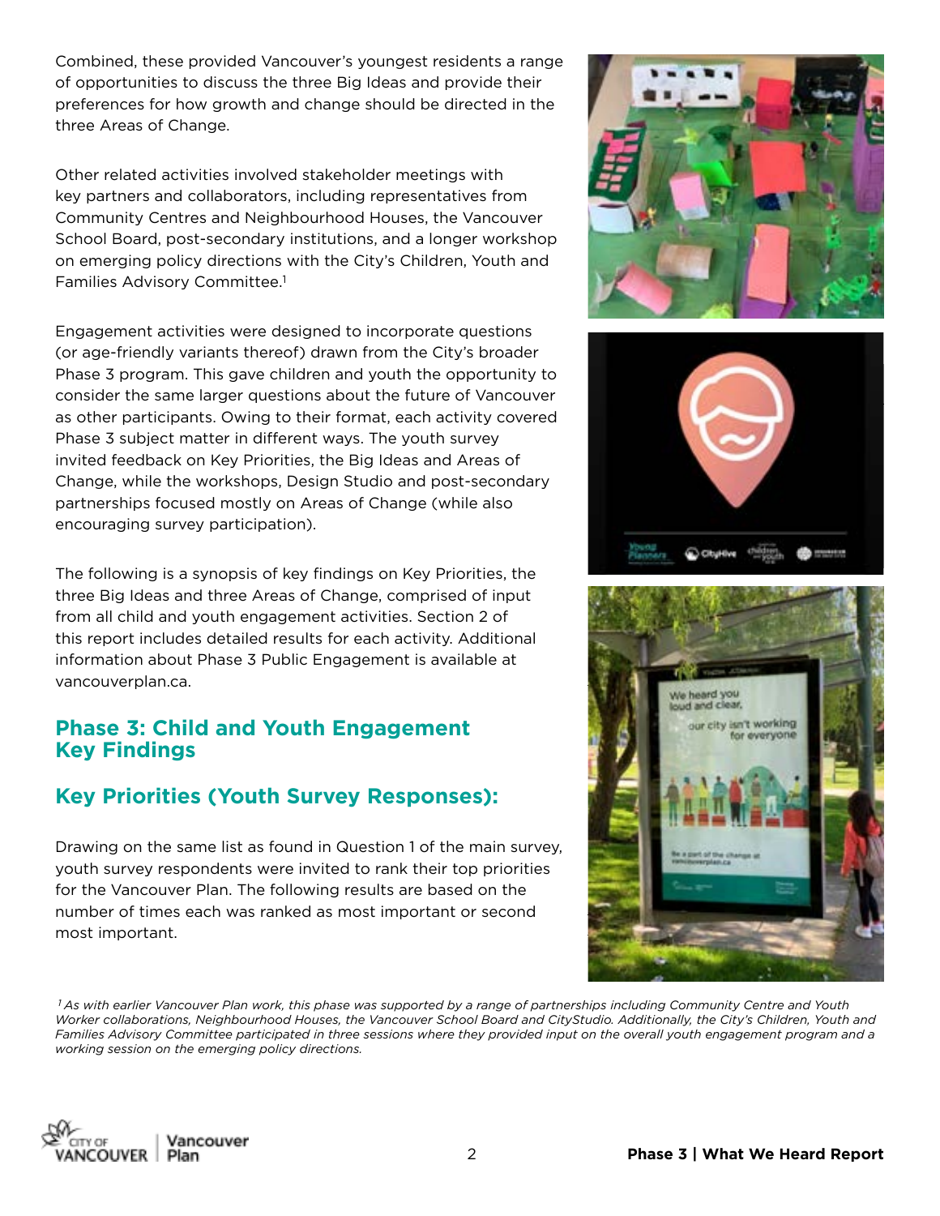Combined, these provided Vancouver's youngest residents a range of opportunities to discuss the three Big Ideas and provide their preferences for how growth and change should be directed in the three Areas of Change.

Other related activities involved stakeholder meetings with key partners and collaborators, including representatives from Community Centres and Neighbourhood Houses, the Vancouver School Board, post-secondary institutions, and a longer workshop on emerging policy directions with the City's Children, Youth and Families Advisory Committee.[1]

Engagement activities were designed to incorporate questions (or age-friendly variants thereof) drawn from the City's broader Phase 3 program. This gave children and youth the opportunity to consider the same larger questions about the future of Vancouver as other participants. Owing to their format, each activity covered Phase 3 subject matter in different ways. The youth survey invited feedback on Key Priorities, the Big Ideas and Areas of Change, while the workshops, Design Studio and post-secondary partnerships focused mostly on Areas of Change (while also encouraging survey participation).

The following is a synopsis of key findings on Key Priorities, the three Big Ideas and three Areas of Change, comprised of input from all child and youth engagement activities. Section 2 of this report includes detailed results for each activity. Additional information about Phase 3 Public Engagement is available at vancouverplan.ca.

## Phase 3: Child and Youth Engagement Key Findings

## Key Priorities (Youth Survey Responses):

Drawing on the same list as found in Question 1 of the main survey, youth survey respondents were invited to rank their top priorities for the Vancouver Plan. The following results are based on the number of times each was ranked as most important or second most important.

*[1] As with earlier Vancouver Plan work, this phase was supported by a range of partnerships including Community Centre and Youth Worker collaborations, Neighbourhood Houses, the Vancouver School Board and CityStudio. Additionally, the City's Children, Youth and Families Advisory Committee participated in three sessions where they provided input on the overall youth engagement program and a working session on the emerging policy directions.*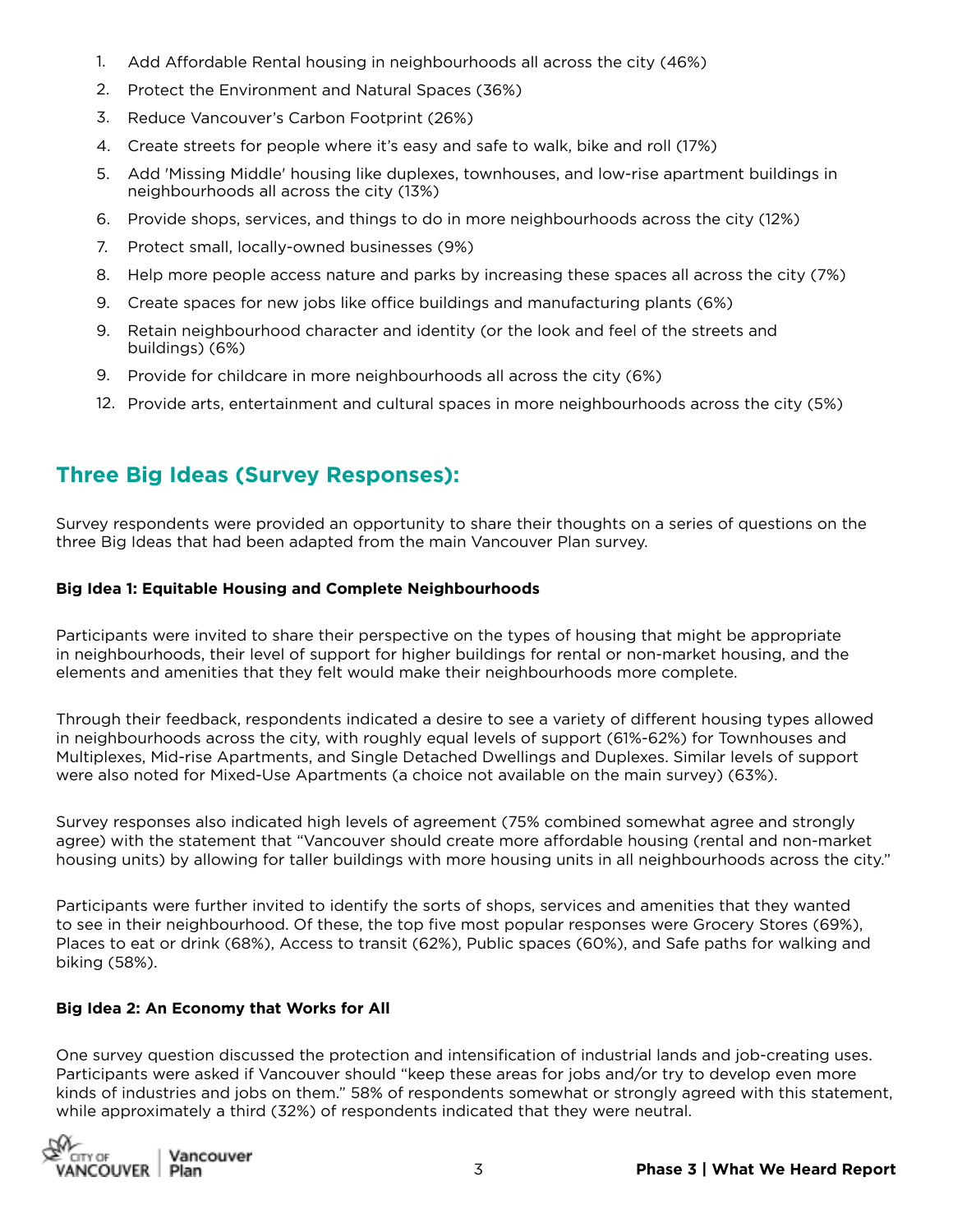1. Add Affordable Rental housing in neighbourhoods all across the city (46%)
2. Protect the Environment and Natural Spaces (36%)
3. Reduce Vancouver's Carbon Footprint (26%)
4. Create streets for people where it's easy and safe to walk, bike and roll (17%)
5. Add 'Missing Middle' housing like duplexes, townhouses, and low-rise apartment buildings in neighbourhoods all across the city (13%)
6. Provide shops, services, and things to do in more neighbourhoods across the city (12%)
7. Protect small, locally-owned businesses (9%)
8. Help more people access nature and parks by increasing these spaces all across the city (7%)
9. Create spaces for new jobs like office buildings and manufacturing plants (6%)
9. Retain neighbourhood character and identity (or the look and feel of the streets and buildings) (6%)
9. Provide for childcare in more neighbourhoods all across the city (6%)
12. Provide arts, entertainment and cultural spaces in more neighbourhoods across the city (5%)

## Three Big Ideas (Survey Responses):

Survey respondents were provided an opportunity to share their thoughts on a series of questions on the three Big Ideas that had been adapted from the main Vancouver Plan survey.

**Big Idea 1: Equitable Housing and Complete Neighbourhoods**

Participants were invited to share their perspective on the types of housing that might be appropriate in neighbourhoods, their level of support for higher buildings for rental or non-market housing, and the elements and amenities that they felt would make their neighbourhoods more complete.

Through their feedback, respondents indicated a desire to see a variety of different housing types allowed in neighbourhoods across the city, with roughly equal levels of support (61%-62%) for Townhouses and Multiplexes, Mid-rise Apartments, and Single Detached Dwellings and Duplexes. Similar levels of support were also noted for Mixed-Use Apartments (a choice not available on the main survey) (63%).

Survey responses also indicated high levels of agreement (75% combined somewhat agree and strongly agree) with the statement that "Vancouver should create more affordable housing (rental and non-market housing units) by allowing for taller buildings with more housing units in all neighbourhoods across the city."

Participants were further invited to identify the sorts of shops, services and amenities that they wanted to see in their neighbourhood. Of these, the top five most popular responses were Grocery Stores (69%), Places to eat or drink (68%), Access to transit (62%), Public spaces (60%), and Safe paths for walking and biking (58%).

**Big Idea 2: An Economy that Works for All**

One survey question discussed the protection and intensification of industrial lands and job-creating uses. Participants were asked if Vancouver should "keep these areas for jobs and/or try to develop even more kinds of industries and jobs on them." 58% of respondents somewhat or strongly agreed with this statement, while approximately a third (32%) of respondents indicated that they were neutral.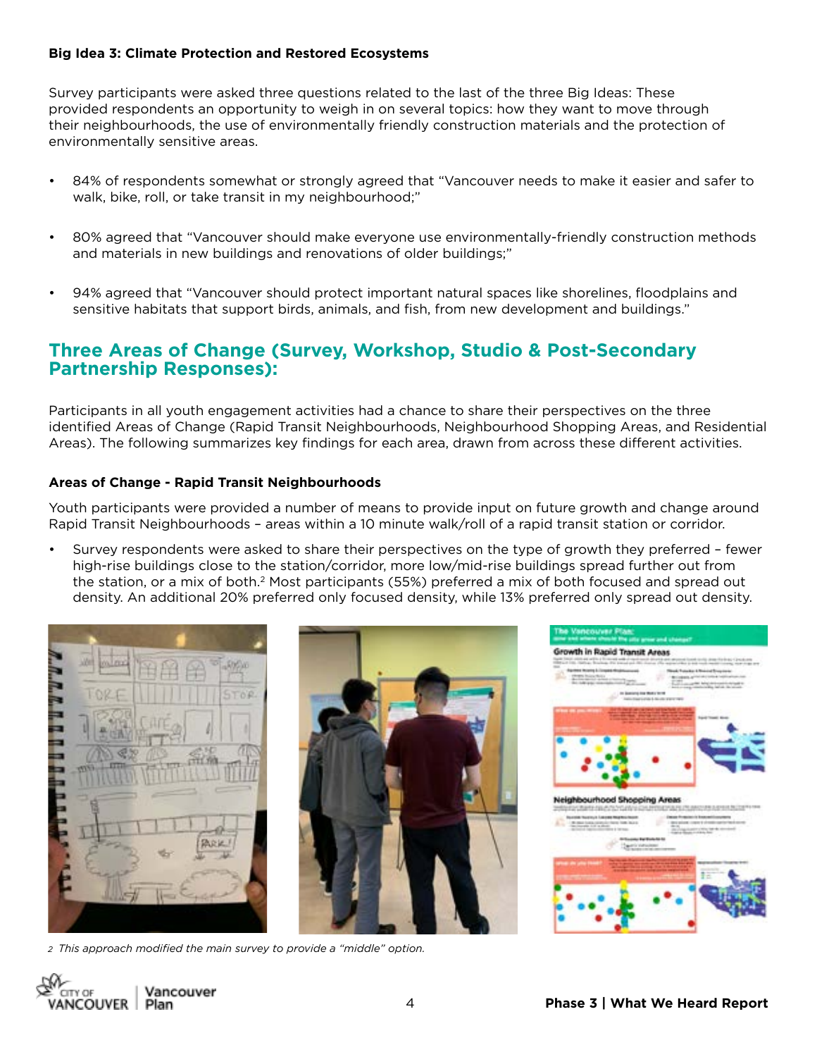**Big Idea 3: Climate Protection and Restored Ecosystems**

Survey participants were asked three questions related to the last of the three Big Ideas: These provided respondents an opportunity to weigh in on several topics: how they want to move through their neighbourhoods, the use of environmentally friendly construction materials and the protection of environmentally sensitive areas.

- 84% of respondents somewhat or strongly agreed that "Vancouver needs to make it easier and safer to walk, bike, roll, or take transit in my neighbourhood;"
- 80% agreed that "Vancouver should make everyone use environmentally-friendly construction methods and materials in new buildings and renovations of older buildings;"
- 94% agreed that "Vancouver should protect important natural spaces like shorelines, floodplains and sensitive habitats that support birds, animals, and fish, from new development and buildings."

## Three Areas of Change (Survey, Workshop, Studio & Post-Secondary Partnership Responses):

Participants in all youth engagement activities had a chance to share their perspectives on the three identified Areas of Change (Rapid Transit Neighbourhoods, Neighbourhood Shopping Areas, and Residential Areas). The following summarizes key findings for each area, drawn from across these different activities.

**Areas of Change - Rapid Transit Neighbourhoods**

Youth participants were provided a number of means to provide input on future growth and change around Rapid Transit Neighbourhoods – areas within a 10 minute walk/roll of a rapid transit station or corridor.

- Survey respondents were asked to share their perspectives on the type of growth they preferred – fewer high-rise buildings close to the station/corridor, more low/mid-rise buildings spread further out from the station, or a mix of both.[2] Most participants (55%) preferred a mix of both focused and spread out density. An additional 20% preferred only focused density, while 13% preferred only spread out density.

[2] This approach modified the main survey to provide a "middle" option.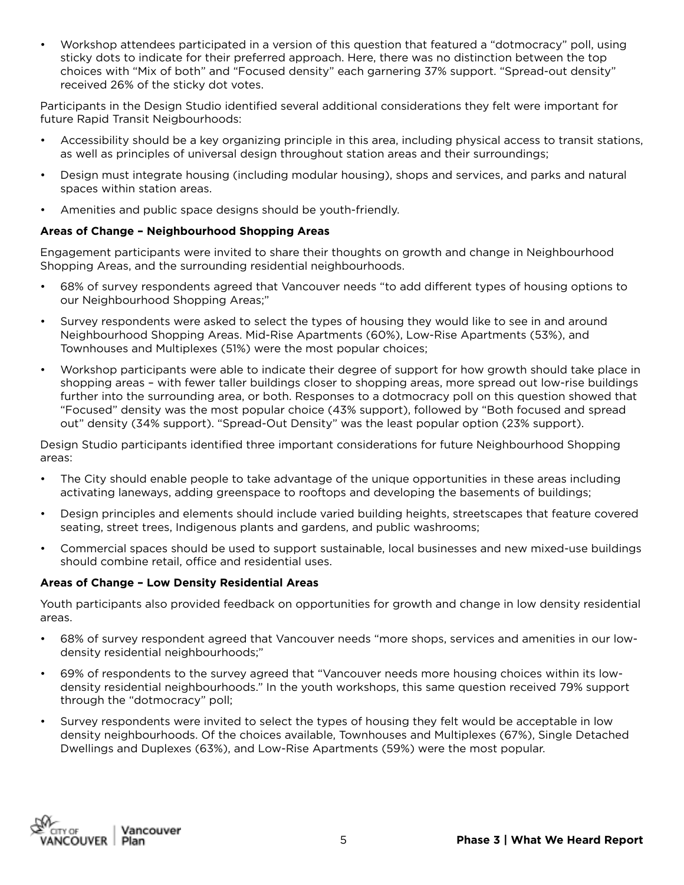- Workshop attendees participated in a version of this question that featured a "dotmocracy" poll, using sticky dots to indicate for their preferred approach. Here, there was no distinction between the top choices with "Mix of both" and "Focused density" each garnering 37% support. "Spread-out density" received 26% of the sticky dot votes.

Participants in the Design Studio identified several additional considerations they felt were important for future Rapid Transit Neigbourhoods:

- Accessibility should be a key organizing principle in this area, including physical access to transit stations, as well as principles of universal design throughout station areas and their surroundings;
- Design must integrate housing (including modular housing), shops and services, and parks and natural spaces within station areas.
- Amenities and public space designs should be youth-friendly.

**Areas of Change – Neighbourhood Shopping Areas**

Engagement participants were invited to share their thoughts on growth and change in Neighbourhood Shopping Areas, and the surrounding residential neighbourhoods.

- 68% of survey respondents agreed that Vancouver needs "to add different types of housing options to our Neighbourhood Shopping Areas;"
- Survey respondents were asked to select the types of housing they would like to see in and around Neighbourhood Shopping Areas. Mid-Rise Apartments (60%), Low-Rise Apartments (53%), and Townhouses and Multiplexes (51%) were the most popular choices;
- Workshop participants were able to indicate their degree of support for how growth should take place in shopping areas – with fewer taller buildings closer to shopping areas, more spread out low-rise buildings further into the surrounding area, or both. Responses to a dotmocracy poll on this question showed that "Focused" density was the most popular choice (43% support), followed by "Both focused and spread out" density (34% support). "Spread-Out Density" was the least popular option (23% support).

Design Studio participants identified three important considerations for future Neighbourhood Shopping areas:

- The City should enable people to take advantage of the unique opportunities in these areas including activating laneways, adding greenspace to rooftops and developing the basements of buildings;
- Design principles and elements should include varied building heights, streetscapes that feature covered seating, street trees, Indigenous plants and gardens, and public washrooms;
- Commercial spaces should be used to support sustainable, local businesses and new mixed-use buildings should combine retail, office and residential uses.

**Areas of Change – Low Density Residential Areas**

Youth participants also provided feedback on opportunities for growth and change in low density residential areas.

- 68% of survey respondent agreed that Vancouver needs "more shops, services and amenities in our low-density residential neighbourhoods;"
- 69% of respondents to the survey agreed that "Vancouver needs more housing choices within its low-density residential neighbourhoods." In the youth workshops, this same question received 79% support through the "dotmocracy" poll;
- Survey respondents were invited to select the types of housing they felt would be acceptable in low density neighbourhoods. Of the choices available, Townhouses and Multiplexes (67%), Single Detached Dwellings and Duplexes (63%), and Low-Rise Apartments (59%) were the most popular.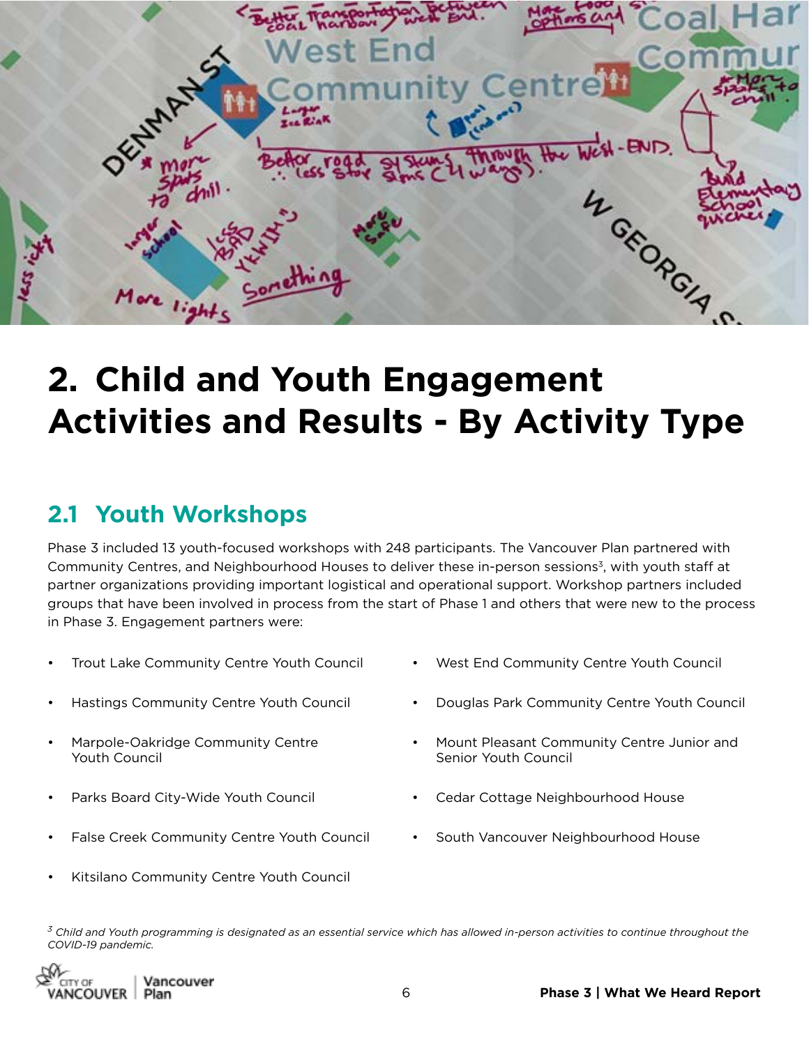# 2. Child and Youth Engagement Activities and Results - By Activity Type

## 2.1 Youth Workshops

Phase 3 included 13 youth-focused workshops with 248 participants. The Vancouver Plan partnered with Community Centres, and Neighbourhood Houses to deliver these in-person sessions[3], with youth staff at partner organizations providing important logistical and operational support. Workshop partners included groups that have been involved in process from the start of Phase 1 and others that were new to the process in Phase 3. Engagement partners were:

- Trout Lake Community Centre Youth Council
- Hastings Community Centre Youth Council
- Marpole-Oakridge Community Centre Youth Council
- Parks Board City-Wide Youth Council
- False Creek Community Centre Youth Council
- Kitsilano Community Centre Youth Council
- West End Community Centre Youth Council
- Douglas Park Community Centre Youth Council
- Mount Pleasant Community Centre Junior and Senior Youth Council
- Cedar Cottage Neighbourhood House
- South Vancouver Neighbourhood House

*[3] Child and Youth programming is designated as an essential service which has allowed in-person activities to continue throughout the COVID-19 pandemic.*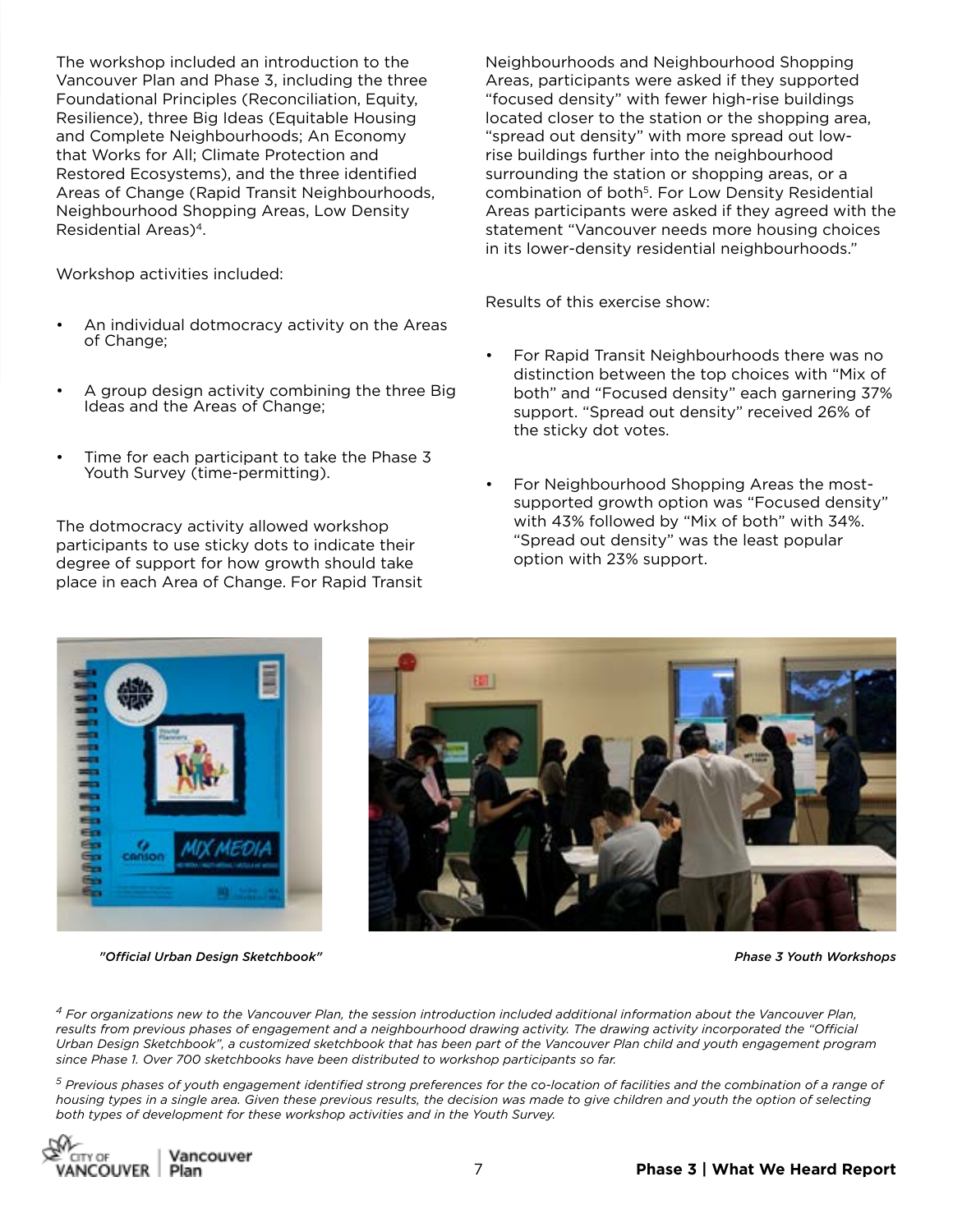The workshop included an introduction to the Vancouver Plan and Phase 3, including the three Foundational Principles (Reconciliation, Equity, Resilience), three Big Ideas (Equitable Housing and Complete Neighbourhoods; An Economy that Works for All; Climate Protection and Restored Ecosystems), and the three identified Areas of Change (Rapid Transit Neighbourhoods, Neighbourhood Shopping Areas, Low Density Residential Areas)[4].

Workshop activities included:

- An individual dotmocracy activity on the Areas of Change;
- A group design activity combining the three Big Ideas and the Areas of Change;
- Time for each participant to take the Phase 3 Youth Survey (time-permitting).

The dotmocracy activity allowed workshop participants to use sticky dots to indicate their degree of support for how growth should take place in each Area of Change. For Rapid Transit Neighbourhoods and Neighbourhood Shopping Areas, participants were asked if they supported "focused density" with fewer high-rise buildings located closer to the station or the shopping area, "spread out density" with more spread out low-rise buildings further into the neighbourhood surrounding the station or shopping areas, or a combination of both[5]. For Low Density Residential Areas participants were asked if they agreed with the statement "Vancouver needs more housing choices in its lower-density residential neighbourhoods."

Results of this exercise show:

- For Rapid Transit Neighbourhoods there was no distinction between the top choices with "Mix of both" and "Focused density" each garnering 37% support. "Spread out density" received 26% of the sticky dot votes.
- For Neighbourhood Shopping Areas the most-supported growth option was "Focused density" with 43% followed by "Mix of both" with 34%. "Spread out density" was the least popular option with 23% support.

*"Official Urban Design Sketchbook"*

*Phase 3 Youth Workshops*

*[4] For organizations new to the Vancouver Plan, the session introduction included additional information about the Vancouver Plan, results from previous phases of engagement and a neighbourhood drawing activity. The drawing activity incorporated the "Official Urban Design Sketchbook", a customized sketchbook that has been part of the Vancouver Plan child and youth engagement program since Phase 1. Over 700 sketchbooks have been distributed to workshop participants so far.*

*[5] Previous phases of youth engagement identified strong preferences for the co-location of facilities and the combination of a range of housing types in a single area. Given these previous results, the decision was made to give children and youth the option of selecting both types of development for these workshop activities and in the Youth Survey.*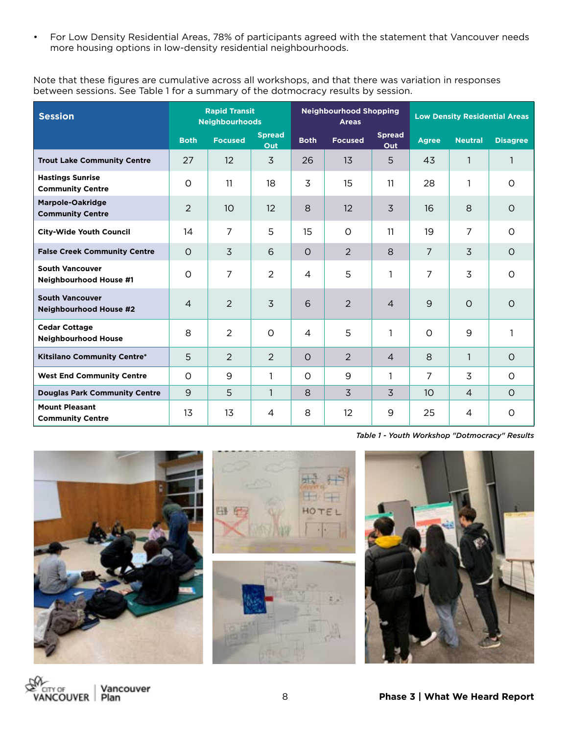- For Low Density Residential Areas, 78% of participants agreed with the statement that Vancouver needs more housing options in low-density residential neighbourhoods.

Note that these figures are cumulative across all workshops, and that there was variation in responses between sessions. See Table 1 for a summary of the dotmocracy results by session.

| Session | Rapid Transit Neighbourhoods | | | Neighbourhood Shopping Areas | | | Low Density Residential Areas | | |
|---|---|---|---|---|---|---|---|---|---|
| | Both | Focused | Spread Out | Both | Focused | Spread Out | Agree | Neutral | Disagree |
| Trout Lake Community Centre | 27 | 12 | 3 | 26 | 13 | 5 | 43 | 1 | 1 |
| Hastings Sunrise Community Centre | 0 | 11 | 18 | 3 | 15 | 11 | 28 | 1 | 0 |
| Marpole-Oakridge Community Centre | 2 | 10 | 12 | 8 | 12 | 3 | 16 | 8 | 0 |
| City-Wide Youth Council | 14 | 7 | 5 | 15 | 0 | 11 | 19 | 7 | 0 |
| False Creek Community Centre | 0 | 3 | 6 | 0 | 2 | 8 | 7 | 3 | 0 |
| South Vancouver Neighbourhood House #1 | 0 | 7 | 2 | 4 | 5 | 1 | 7 | 3 | 0 |
| South Vancouver Neighbourhood House #2 | 4 | 2 | 3 | 6 | 2 | 4 | 9 | 0 | 0 |
| Cedar Cottage Neighbourhood House | 8 | 2 | 0 | 4 | 5 | 1 | 0 | 9 | 1 |
| Kitsilano Community Centre* | 5 | 2 | 2 | 0 | 2 | 4 | 8 | 1 | 0 |
| West End Community Centre | 0 | 9 | 1 | 0 | 9 | 1 | 7 | 3 | 0 |
| Douglas Park Community Centre | 9 | 5 | 1 | 8 | 3 | 3 | 10 | 4 | 0 |
| Mount Pleasant Community Centre | 13 | 13 | 4 | 8 | 12 | 9 | 25 | 4 | 0 |

*Table 1 - Youth Workshop "Dotmocracy" Results*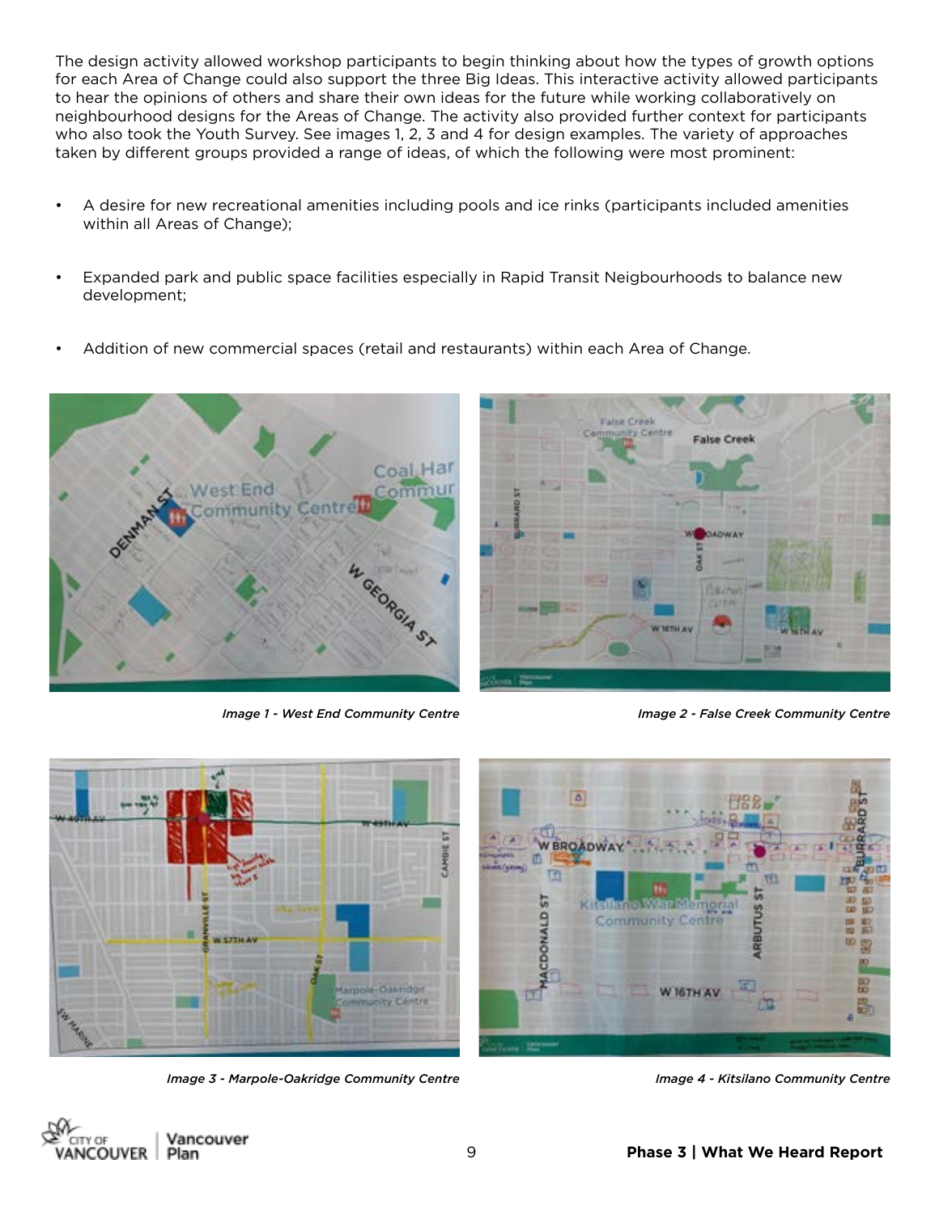The design activity allowed workshop participants to begin thinking about how the types of growth options for each Area of Change could also support the three Big Ideas. This interactive activity allowed participants to hear the opinions of others and share their own ideas for the future while working collaboratively on neighbourhood designs for the Areas of Change. The activity also provided further context for participants who also took the Youth Survey. See images 1, 2, 3 and 4 for design examples. The variety of approaches taken by different groups provided a range of ideas, of which the following were most prominent:

- A desire for new recreational amenities including pools and ice rinks (participants included amenities within all Areas of Change);
- Expanded park and public space facilities especially in Rapid Transit Neigbourhoods to balance new development;
- Addition of new commercial spaces (retail and restaurants) within each Area of Change.

*Image 1 - West End Community Centre*

*Image 2 - False Creek Community Centre*

*Image 3 - Marpole-Oakridge Community Centre*

*Image 4 - Kitsilano Community Centre*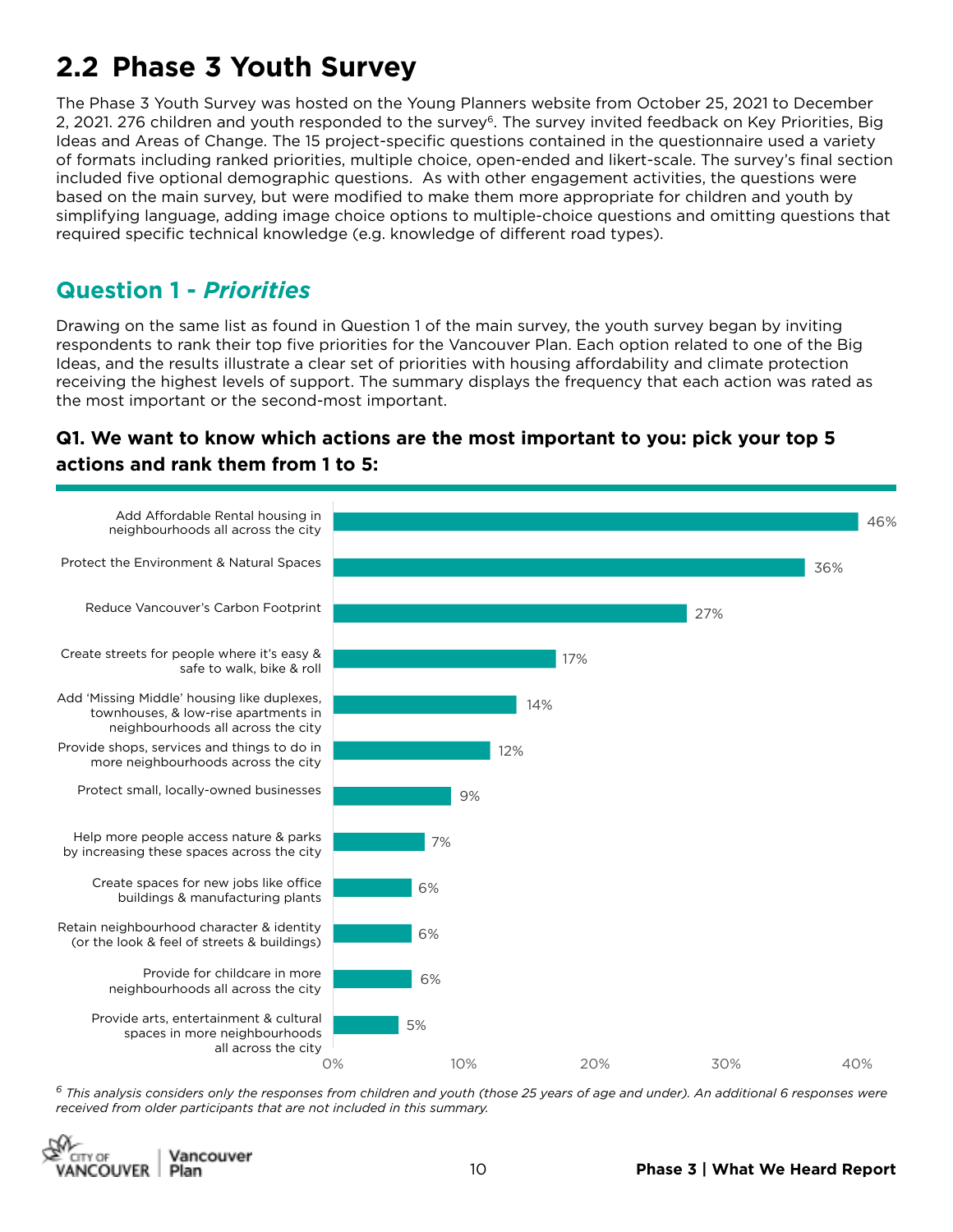## 2.2 Phase 3 Youth Survey

The Phase 3 Youth Survey was hosted on the Young Planners website from October 25, 2021 to December 2, 2021. 276 children and youth responded to the survey[6]. The survey invited feedback on Key Priorities, Big Ideas and Areas of Change. The 15 project-specific questions contained in the questionnaire used a variety of formats including ranked priorities, multiple choice, open-ended and likert-scale. The survey's final section included five optional demographic questions. As with other engagement activities, the questions were based on the main survey, but were modified to make them more appropriate for children and youth by simplifying language, adding image choice options to multiple-choice questions and omitting questions that required specific technical knowledge (e.g. knowledge of different road types).

### Question 1 - *Priorities*

Drawing on the same list as found in Question 1 of the main survey, the youth survey began by inviting respondents to rank their top five priorities for the Vancouver Plan. Each option related to one of the Big Ideas, and the results illustrate a clear set of priorities with housing affordability and climate protection receiving the highest levels of support. The summary displays the frequency that each action was rated as the most important or the second-most important.

**Q1. We want to know which actions are the most important to you: pick your top 5 actions and rank them from 1 to 5:**

| Action | % |
|---|---|
| Add Affordable Rental housing in neighbourhoods all across the city | 46% |
| Protect the Environment & Natural Spaces | 36% |
| Reduce Vancouver's Carbon Footprint | 27% |
| Create streets for people where it's easy & safe to walk, bike & roll | 17% |
| Add 'Missing Middle' housing like duplexes, townhouses, & low-rise apartments in neighbourhoods all across the city | 14% |
| Provide shops, services and things to do in more neighbourhoods across the city | 12% |
| Protect small, locally-owned businesses | 9% |
| Help more people access nature & parks by increasing these spaces across the city | 7% |
| Create spaces for new jobs like office buildings & manufacturing plants | 6% |
| Retain neighbourhood character & identity (or the look & feel of streets & buildings) | 6% |
| Provide for childcare in more neighbourhoods all across the city | 6% |
| Provide arts, entertainment & cultural spaces in more neighbourhoods all across the city | 5% |

[6] *This analysis considers only the responses from children and youth (those 25 years of age and under). An additional 6 responses were received from older participants that are not included in this summary.*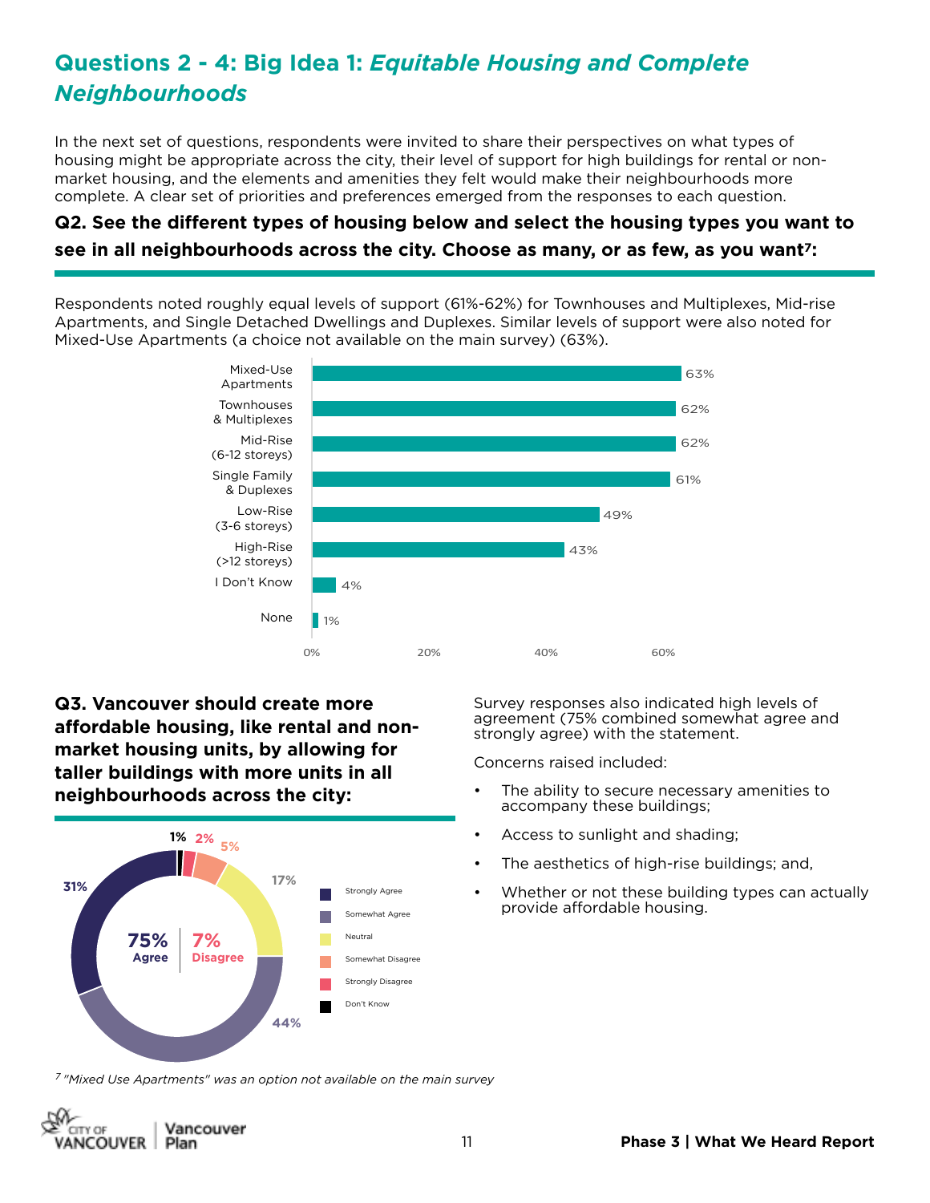## Questions 2 - 4: Big Idea 1: *Equitable Housing and Complete Neighbourhoods*

In the next set of questions, respondents were invited to share their perspectives on what types of housing might be appropriate across the city, their level of support for high buildings for rental or non-market housing, and the elements and amenities they felt would make their neighbourhoods more complete. A clear set of priorities and preferences emerged from the responses to each question.

### Q2. See the different types of housing below and select the housing types you want to see in all neighbourhoods across the city. Choose as many, or as few, as you want[7]:

Respondents noted roughly equal levels of support (61%-62%) for Townhouses and Multiplexes, Mid-rise Apartments, and Single Detached Dwellings and Duplexes. Similar levels of support were also noted for Mixed-Use Apartments (a choice not available on the main survey) (63%).

| Housing Type | % |
|---|---|
| Mixed-Use Apartments | 63% |
| Townhouses & Multiplexes | 62% |
| Mid-Rise (6-12 storeys) | 62% |
| Single Family & Duplexes | 61% |
| Low-Rise (3-6 storeys) | 49% |
| High-Rise (>12 storeys) | 43% |
| I Don't Know | 4% |
| None | 1% |

### Q3. Vancouver should create more affordable housing, like rental and non-market housing units, by allowing for taller buildings with more units in all neighbourhoods across the city:

| Response | % |
|---|---|
| Strongly Agree | 31% |
| Somewhat Agree | 44% |
| Neutral | 17% |
| Somewhat Disagree | 5% |
| Strongly Disagree | 2% |
| Don't Know | 1% |

75% Agree | 7% Disagree

Survey responses also indicated high levels of agreement (75% combined somewhat agree and strongly agree) with the statement.

Concerns raised included:

- The ability to secure necessary amenities to accompany these buildings;
- Access to sunlight and shading;
- The aesthetics of high-rise buildings; and,
- Whether or not these building types can actually provide affordable housing.

[7] *"Mixed Use Apartments" was an option not available on the main survey*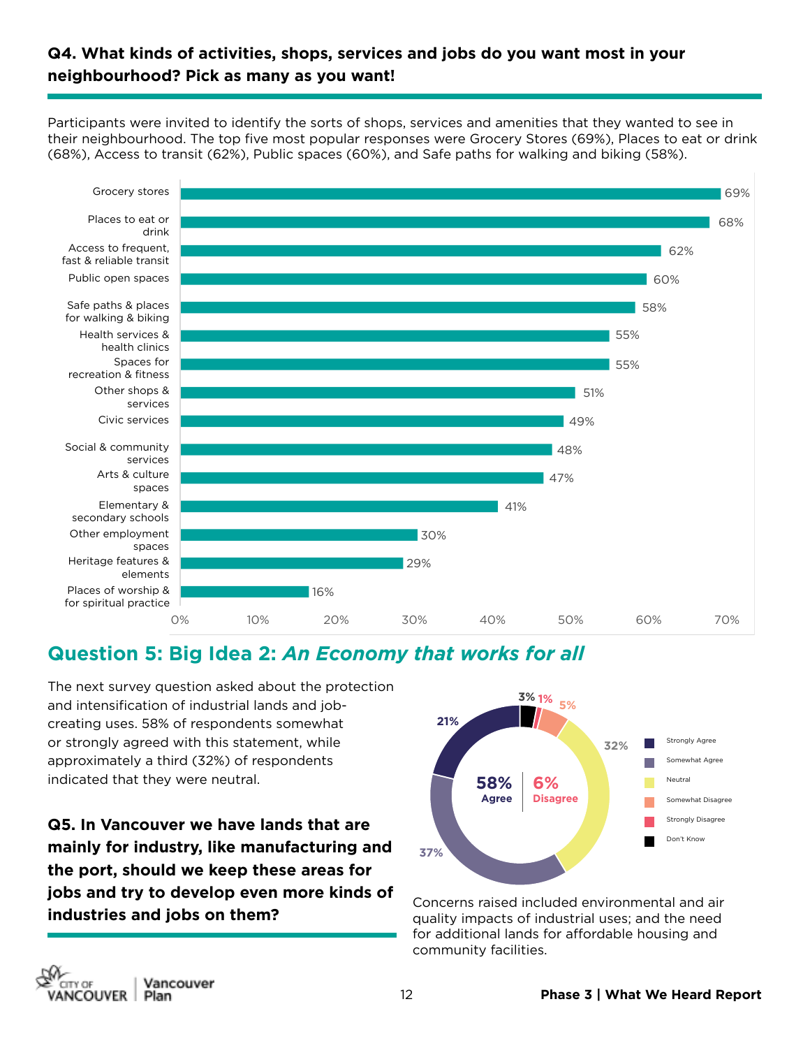### Q4. What kinds of activities, shops, services and jobs do you want most in your neighbourhood? Pick as many as you want!

Participants were invited to identify the sorts of shops, services and amenities that they wanted to see in their neighbourhood. The top five most popular responses were Grocery Stores (69%), Places to eat or drink (68%), Access to transit (62%), Public spaces (60%), and Safe paths for walking and biking (58%).

| Response | Percentage |
| --- | --- |
| Grocery stores | 69% |
| Places to eat or drink | 68% |
| Access to frequent, fast & reliable transit | 62% |
| Public open spaces | 60% |
| Safe paths & places for walking & biking | 58% |
| Health services & health clinics | 55% |
| Spaces for recreation & fitness | 55% |
| Other shops & services | 51% |
| Civic services | 49% |
| Social & community services | 48% |
| Arts & culture spaces | 47% |
| Elementary & secondary schools | 41% |
| Other employment spaces | 30% |
| Heritage features & elements | 29% |
| Places of worship & for spiritual practice | 16% |

## Question 5: Big Idea 2: *An Economy that works for all*

The next survey question asked about the protection and intensification of industrial lands and job-creating uses. 58% of respondents somewhat or strongly agreed with this statement, while approximately a third (32%) of respondents indicated that they were neutral.

**Q5. In Vancouver we have lands that are mainly for industry, like manufacturing and the port, should we keep these areas for jobs and try to develop even more kinds of industries and jobs on them?**

| Response | Percentage |
| --- | --- |
| Strongly Agree | 21% |
| Somewhat Agree | 37% |
| Neutral | 32% |
| Somewhat Disagree | 5% |
| Strongly Disagree | 1% |
| Don't Know | 3% |

58% Agree | 6% Disagree

Concerns raised included environmental and air quality impacts of industrial uses; and the need for additional lands for affordable housing and community facilities.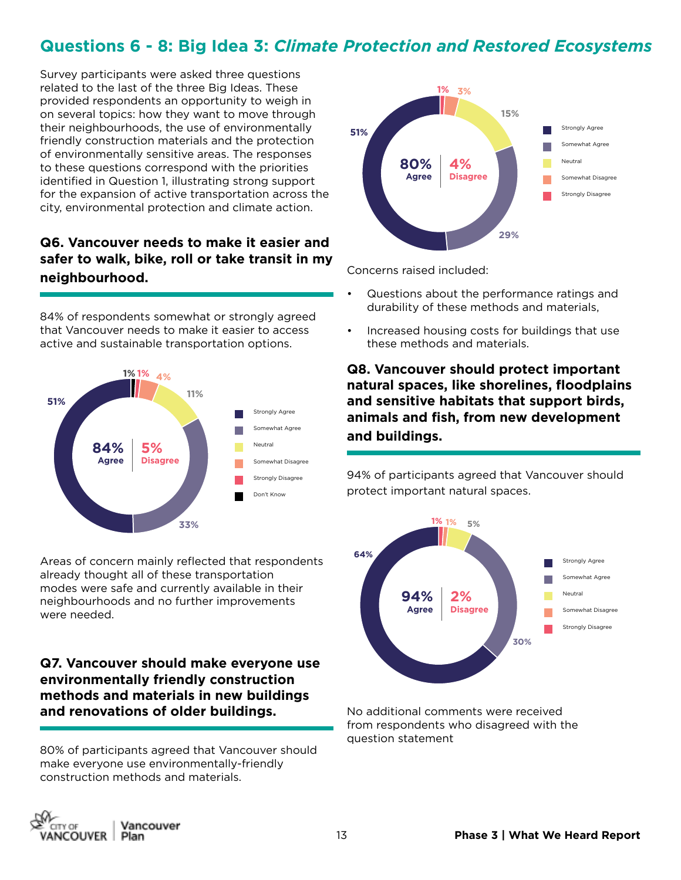## Questions 6 - 8: Big Idea 3: *Climate Protection and Restored Ecosystems*

Survey participants were asked three questions related to the last of the three Big Ideas. These provided respondents an opportunity to weigh in on several topics: how they want to move through their neighbourhoods, the use of environmentally friendly construction materials and the protection of environmentally sensitive areas. The responses to these questions correspond with the priorities identified in Question 1, illustrating strong support for the expansion of active transportation across the city, environmental protection and climate action.

### Q6. Vancouver needs to make it easier and safer to walk, bike, roll or take transit in my neighbourhood.

84% of respondents somewhat or strongly agreed that Vancouver needs to make it easier to access active and sustainable transportation options.

84% Agree | 5% Disagree

- Strongly Agree: 51%
- Somewhat Agree: 33%
- Neutral: 11%
- Somewhat Disagree: 4%
- Strongly Disagree: 1%
- Don't Know: 1%

Areas of concern mainly reflected that respondents already thought all of these transportation modes were safe and currently available in their neighbourhoods and no further improvements were needed.

### Q7. Vancouver should make everyone use environmentally friendly construction methods and materials in new buildings and renovations of older buildings.

80% of participants agreed that Vancouver should make everyone use environmentally-friendly construction methods and materials.

80% Agree | 4% Disagree

- Strongly Agree: 51%
- Somewhat Agree: 29%
- Neutral: 15%
- Somewhat Disagree: 3%
- Strongly Disagree: 1%

Concerns raised included:

- Questions about the performance ratings and durability of these methods and materials,
- Increased housing costs for buildings that use these methods and materials.

### Q8. Vancouver should protect important natural spaces, like shorelines, floodplains and sensitive habitats that support birds, animals and fish, from new development and buildings.

94% of participants agreed that Vancouver should protect important natural spaces.

94% Agree | 2% Disagree

- Strongly Agree: 64%
- Somewhat Agree: 30%
- Neutral: 5%
- Somewhat Disagree: 1%
- Strongly Disagree: 1%

No additional comments were received from respondents who disagreed with the question statement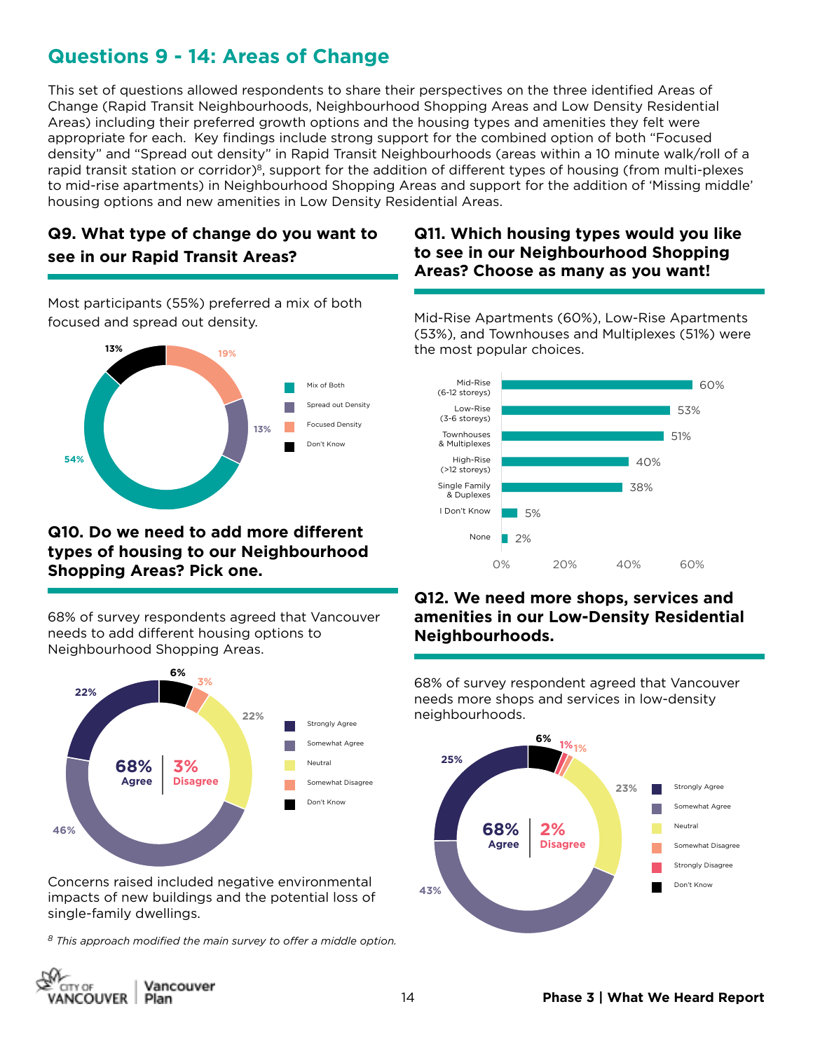## Questions 9 - 14: Areas of Change

This set of questions allowed respondents to share their perspectives on the three identified Areas of Change (Rapid Transit Neighbourhoods, Neighbourhood Shopping Areas and Low Density Residential Areas) including their preferred growth options and the housing types and amenities they felt were appropriate for each. Key findings include strong support for the combined option of both "Focused density" and "Spread out density" in Rapid Transit Neighbourhoods (areas within a 10 minute walk/roll of a rapid transit station or corridor)[8], support for the addition of different types of housing (from multi-plexes to mid-rise apartments) in Neighbourhood Shopping Areas and support for the addition of 'Missing middle' housing options and new amenities in Low Density Residential Areas.

### Q9. What type of change do you want to see in our Rapid Transit Areas?

Most participants (55%) preferred a mix of both focused and spread out density.

| Response | % |
|---|---|
| Mix of Both | 54% |
| Spread out Density | 13% |
| Focused Density | 19% |
| Don't Know | 13% |

### Q10. Do we need to add more different types of housing to our Neighbourhood Shopping Areas? Pick one.

68% of survey respondents agreed that Vancouver needs to add different housing options to Neighbourhood Shopping Areas.

**68% Agree | 3% Disagree**

| Response | % |
|---|---|
| Strongly Agree | 22% |
| Somewhat Agree | 46% |
| Neutral | 22% |
| Somewhat Disagree | 3% |
| Don't Know | 6% |

Concerns raised included negative environmental impacts of new buildings and the potential loss of single-family dwellings.

### Q11. Which housing types would you like to see in our Neighbourhood Shopping Areas? Choose as many as you want!

Mid-Rise Apartments (60%), Low-Rise Apartments (53%), and Townhouses and Multiplexes (51%) were the most popular choices.

| Housing Type | % |
|---|---|
| Mid-Rise (6-12 storeys) | 60% |
| Low-Rise (3-6 storeys) | 53% |
| Townhouses & Multiplexes | 51% |
| High-Rise (>12 storeys) | 40% |
| Single Family & Duplexes | 38% |
| I Don't Know | 5% |
| None | 2% |

### Q12. We need more shops, services and amenities in our Low-Density Residential Neighbourhoods.

68% of survey respondent agreed that Vancouver needs more shops and services in low-density neighbourhoods.

**68% Agree | 2% Disagree**

| Response | % |
|---|---|
| Strongly Agree | 25% |
| Somewhat Agree | 43% |
| Neutral | 23% |
| Somewhat Disagree | 1% |
| Strongly Disagree | 1% |
| Don't Know | 6% |

*[8] This approach modified the main survey to offer a middle option.*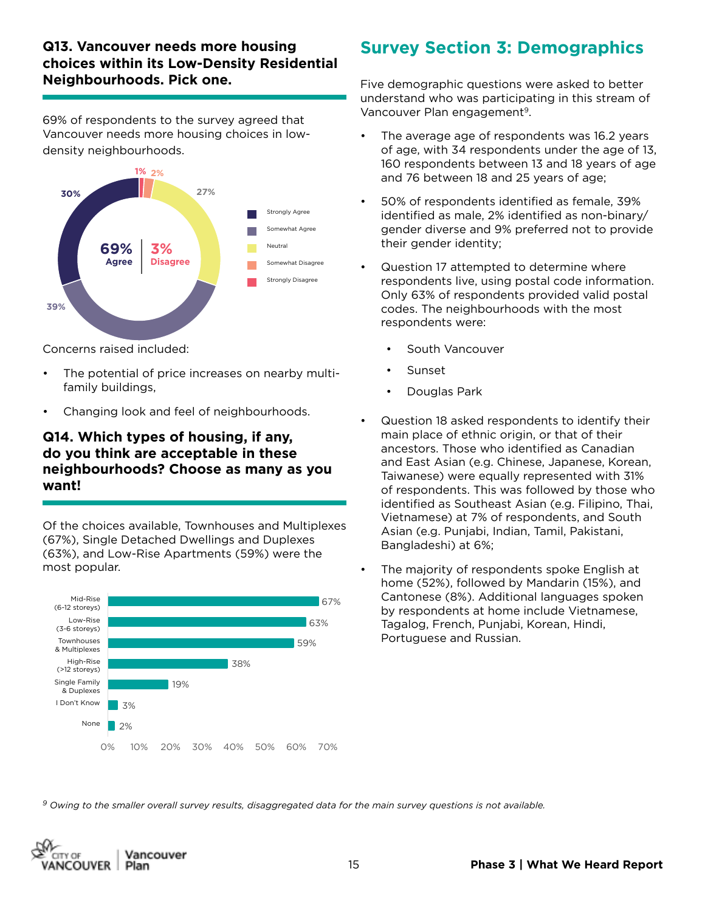### Q13. Vancouver needs more housing choices within its Low-Density Residential Neighbourhoods. Pick one.

69% of respondents to the survey agreed that Vancouver needs more housing choices in low-density neighbourhoods.

| Response | Percentage |
|---|---|
| Strongly Agree | 30% |
| Somewhat Agree | 39% |
| Neutral | 27% |
| Somewhat Disagree | 2% |
| Strongly Disagree | 1% |

69% Agree | 3% Disagree

Concerns raised included:

- The potential of price increases on nearby multi-family buildings,
- Changing look and feel of neighbourhoods.

### Q14. Which types of housing, if any, do you think are acceptable in these neighbourhoods? Choose as many as you want!

Of the choices available, Townhouses and Multiplexes (67%), Single Detached Dwellings and Duplexes (63%), and Low-Rise Apartments (59%) were the most popular.

| Housing type | Percentage |
|---|---|
| Mid-Rise (6-12 storeys) | 67% |
| Low-Rise (3-6 storeys) | 63% |
| Townhouses & Multiplexes | 59% |
| High-Rise (>12 storeys) | 38% |
| Single Family & Duplexes | 19% |
| I Don't Know | 3% |
| None | 2% |

## Survey Section 3: Demographics

Five demographic questions were asked to better understand who was participating in this stream of Vancouver Plan engagement[9].

- The average age of respondents was 16.2 years of age, with 34 respondents under the age of 13, 160 respondents between 13 and 18 years of age and 76 between 18 and 25 years of age;
- 50% of respondents identified as female, 39% identified as male, 2% identified as non-binary/ gender diverse and 9% preferred not to provide their gender identity;
- Question 17 attempted to determine where respondents live, using postal code information. Only 63% of respondents provided valid postal codes. The neighbourhoods with the most respondents were:
  - South Vancouver
  - Sunset
  - Douglas Park
- Question 18 asked respondents to identify their main place of ethnic origin, or that of their ancestors. Those who identified as Canadian and East Asian (e.g. Chinese, Japanese, Korean, Taiwanese) were equally represented with 31% of respondents. This was followed by those who identified as Southeast Asian (e.g. Filipino, Thai, Vietnamese) at 7% of respondents, and South Asian (e.g. Punjabi, Indian, Tamil, Pakistani, Bangladeshi) at 6%;
- The majority of respondents spoke English at home (52%), followed by Mandarin (15%), and Cantonese (8%). Additional languages spoken by respondents at home include Vietnamese, Tagalog, French, Punjabi, Korean, Hindi, Portuguese and Russian.

[9] *Owing to the smaller overall survey results, disaggregated data for the main survey questions is not available.*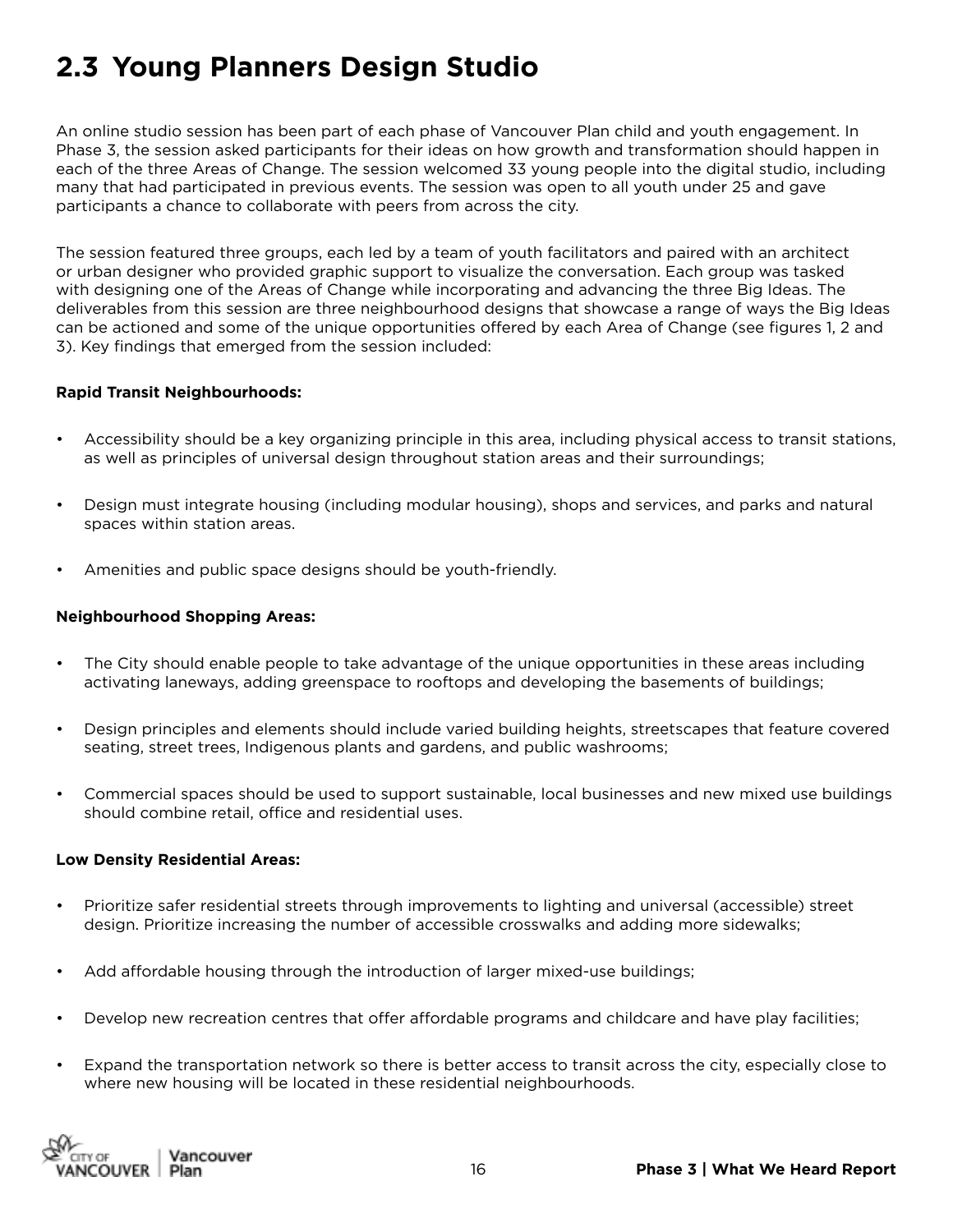## 2.3 Young Planners Design Studio

An online studio session has been part of each phase of Vancouver Plan child and youth engagement. In Phase 3, the session asked participants for their ideas on how growth and transformation should happen in each of the three Areas of Change. The session welcomed 33 young people into the digital studio, including many that had participated in previous events. The session was open to all youth under 25 and gave participants a chance to collaborate with peers from across the city.

The session featured three groups, each led by a team of youth facilitators and paired with an architect or urban designer who provided graphic support to visualize the conversation. Each group was tasked with designing one of the Areas of Change while incorporating and advancing the three Big Ideas. The deliverables from this session are three neighbourhood designs that showcase a range of ways the Big Ideas can be actioned and some of the unique opportunities offered by each Area of Change (see figures 1, 2 and 3). Key findings that emerged from the session included:

**Rapid Transit Neighbourhoods:**

- Accessibility should be a key organizing principle in this area, including physical access to transit stations, as well as principles of universal design throughout station areas and their surroundings;
- Design must integrate housing (including modular housing), shops and services, and parks and natural spaces within station areas.
- Amenities and public space designs should be youth-friendly.

**Neighbourhood Shopping Areas:**

- The City should enable people to take advantage of the unique opportunities in these areas including activating laneways, adding greenspace to rooftops and developing the basements of buildings;
- Design principles and elements should include varied building heights, streetscapes that feature covered seating, street trees, Indigenous plants and gardens, and public washrooms;
- Commercial spaces should be used to support sustainable, local businesses and new mixed use buildings should combine retail, office and residential uses.

**Low Density Residential Areas:**

- Prioritize safer residential streets through improvements to lighting and universal (accessible) street design. Prioritize increasing the number of accessible crosswalks and adding more sidewalks;
- Add affordable housing through the introduction of larger mixed-use buildings;
- Develop new recreation centres that offer affordable programs and childcare and have play facilities;
- Expand the transportation network so there is better access to transit across the city, especially close to where new housing will be located in these residential neighbourhoods.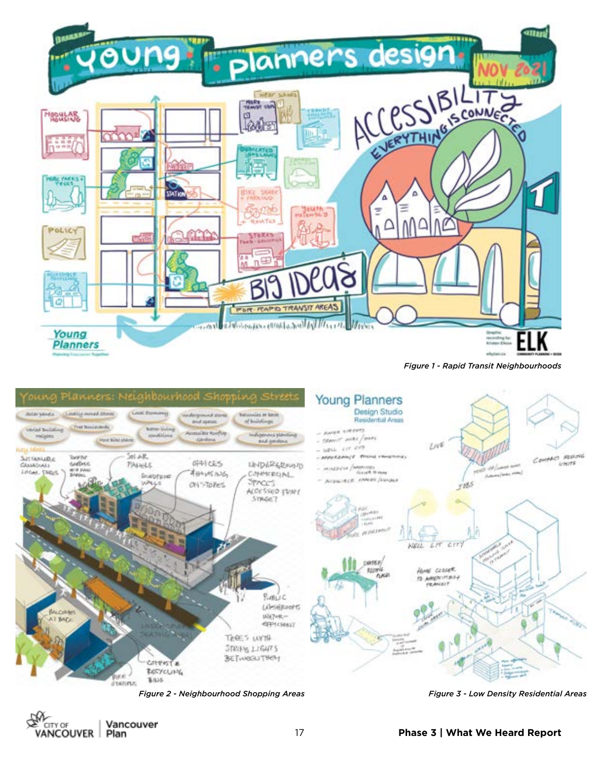Figure 1 - Rapid Transit Neighbourhoods

Figure 2 - Neighbourhood Shopping Areas

Figure 3 - Low Density Residential Areas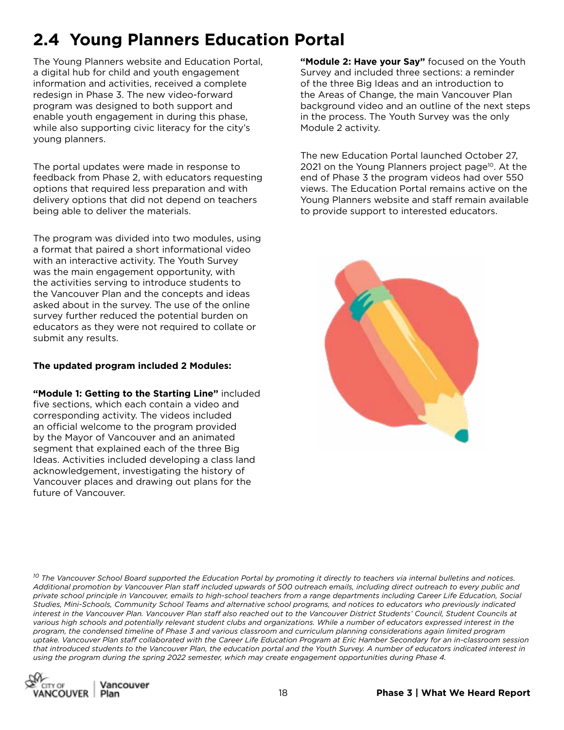## 2.4 Young Planners Education Portal

The Young Planners website and Education Portal, a digital hub for child and youth engagement information and activities, received a complete redesign in Phase 3. The new video-forward program was designed to both support and enable youth engagement in during this phase, while also supporting civic literacy for the city's young planners.

The portal updates were made in response to feedback from Phase 2, with educators requesting options that required less preparation and with delivery options that did not depend on teachers being able to deliver the materials.

The program was divided into two modules, using a format that paired a short informational video with an interactive activity. The Youth Survey was the main engagement opportunity, with the activities serving to introduce students to the Vancouver Plan and the concepts and ideas asked about in the survey. The use of the online survey further reduced the potential burden on educators as they were not required to collate or submit any results.

**The updated program included 2 Modules:**

**"Module 1: Getting to the Starting Line"** included five sections, which each contain a video and corresponding activity. The videos included an official welcome to the program provided by the Mayor of Vancouver and an animated segment that explained each of the three Big Ideas. Activities included developing a class land acknowledgement, investigating the history of Vancouver places and drawing out plans for the future of Vancouver.

**"Module 2: Have your Say"** focused on the Youth Survey and included three sections: a reminder of the three Big Ideas and an introduction to the Areas of Change, the main Vancouver Plan background video and an outline of the next steps in the process. The Youth Survey was the only Module 2 activity.

The new Education Portal launched October 27, 2021 on the Young Planners project page[10]. At the end of Phase 3 the program videos had over 550 views. The Education Portal remains active on the Young Planners website and staff remain available to provide support to interested educators.

*[10] The Vancouver School Board supported the Education Portal by promoting it directly to teachers via internal bulletins and notices. Additional promotion by Vancouver Plan staff included upwards of 500 outreach emails, including direct outreach to every public and private school principle in Vancouver, emails to high-school teachers from a range departments including Career Life Education, Social Studies, Mini-Schools, Community School Teams and alternative school programs, and notices to educators who previously indicated interest in the Vancouver Plan. Vancouver Plan staff also reached out to the Vancouver District Students' Council, Student Councils at various high schools and potentially relevant student clubs and organizations. While a number of educators expressed interest in the program, the condensed timeline of Phase 3 and various classroom and curriculum planning considerations again limited program uptake. Vancouver Plan staff collaborated with the Career Life Education Program at Eric Hamber Secondary for an in-classroom session that introduced students to the Vancouver Plan, the education portal and the Youth Survey. A number of educators indicated interest in using the program during the spring 2022 semester, which may create engagement opportunities during Phase 4.*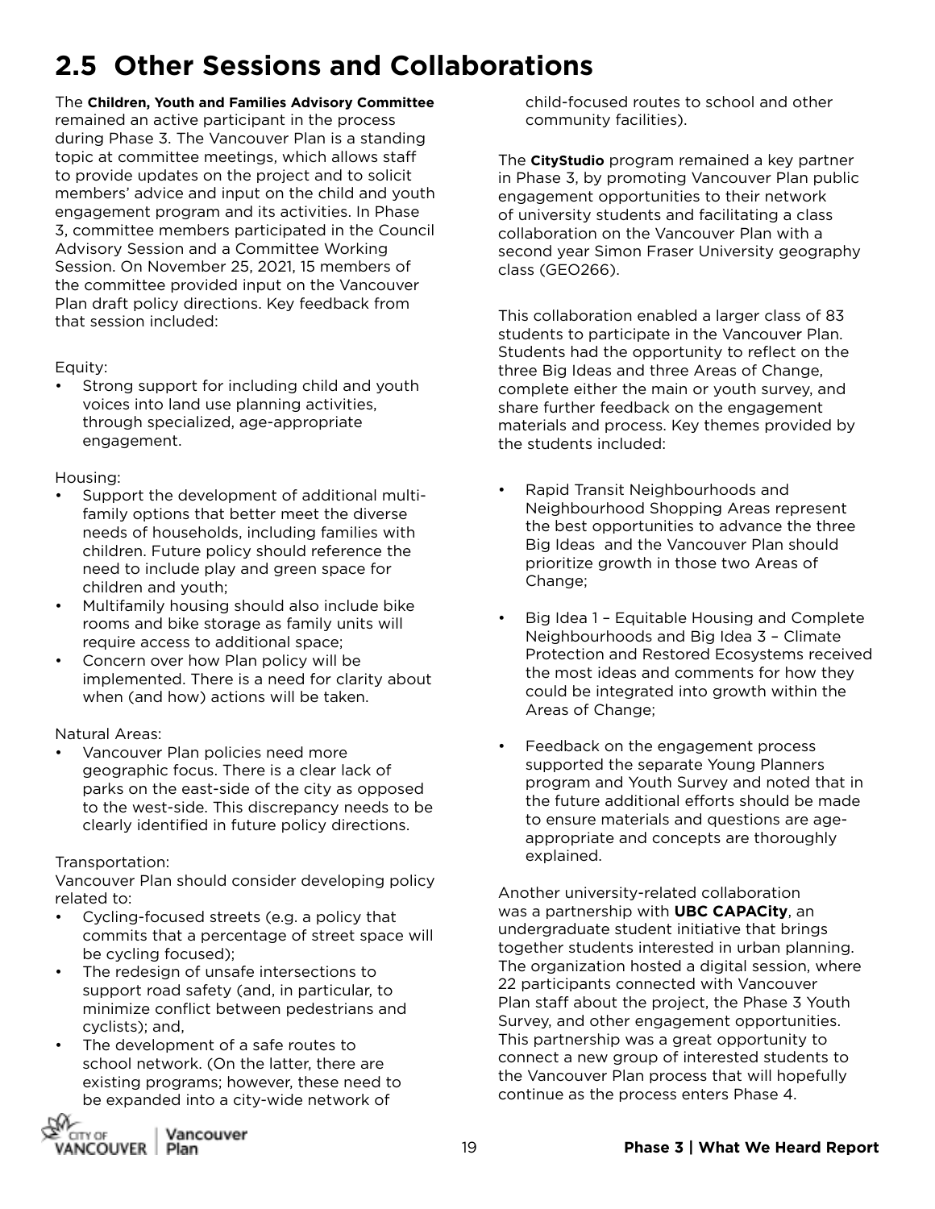## 2.5 Other Sessions and Collaborations

The **Children, Youth and Families Advisory Committee** remained an active participant in the process during Phase 3. The Vancouver Plan is a standing topic at committee meetings, which allows staff to provide updates on the project and to solicit members' advice and input on the child and youth engagement program and its activities. In Phase 3, committee members participated in the Council Advisory Session and a Committee Working Session. On November 25, 2021, 15 members of the committee provided input on the Vancouver Plan draft policy directions. Key feedback from that session included:

Equity:

- Strong support for including child and youth voices into land use planning activities, through specialized, age-appropriate engagement.

Housing:

- Support the development of additional multi-family options that better meet the diverse needs of households, including families with children. Future policy should reference the need to include play and green space for children and youth;
- Multifamily housing should also include bike rooms and bike storage as family units will require access to additional space;
- Concern over how Plan policy will be implemented. There is a need for clarity about when (and how) actions will be taken.

Natural Areas:

- Vancouver Plan policies need more geographic focus. There is a clear lack of parks on the east-side of the city as opposed to the west-side. This discrepancy needs to be clearly identified in future policy directions.

Transportation:

Vancouver Plan should consider developing policy related to:

- Cycling-focused streets (e.g. a policy that commits that a percentage of street space will be cycling focused);
- The redesign of unsafe intersections to support road safety (and, in particular, to minimize conflict between pedestrians and cyclists); and,
- The development of a safe routes to school network. (On the latter, there are existing programs; however, these need to be expanded into a city-wide network of child-focused routes to school and other community facilities).

The **CityStudio** program remained a key partner in Phase 3, by promoting Vancouver Plan public engagement opportunities to their network of university students and facilitating a class collaboration on the Vancouver Plan with a second year Simon Fraser University geography class (GEO266).

This collaboration enabled a larger class of 83 students to participate in the Vancouver Plan. Students had the opportunity to reflect on the three Big Ideas and three Areas of Change, complete either the main or youth survey, and share further feedback on the engagement materials and process. Key themes provided by the students included:

- Rapid Transit Neighbourhoods and Neighbourhood Shopping Areas represent the best opportunities to advance the three Big Ideas and the Vancouver Plan should prioritize growth in those two Areas of Change;
- Big Idea 1 – Equitable Housing and Complete Neighbourhoods and Big Idea 3 – Climate Protection and Restored Ecosystems received the most ideas and comments for how they could be integrated into growth within the Areas of Change;
- Feedback on the engagement process supported the separate Young Planners program and Youth Survey and noted that in the future additional efforts should be made to ensure materials and questions are age-appropriate and concepts are thoroughly explained.

Another university-related collaboration was a partnership with **UBC CAPACity**, an undergraduate student initiative that brings together students interested in urban planning. The organization hosted a digital session, where 22 participants connected with Vancouver Plan staff about the project, the Phase 3 Youth Survey, and other engagement opportunities. This partnership was a great opportunity to connect a new group of interested students to the Vancouver Plan process that will hopefully continue as the process enters Phase 4.